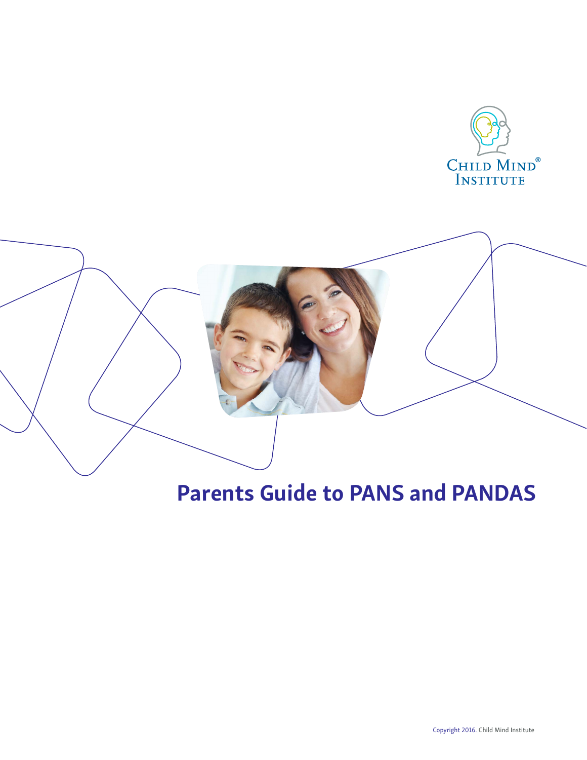Child Mind Institute

# Parents Guide to PANS and PANDAS

Copyright 2016. Child Mind Institute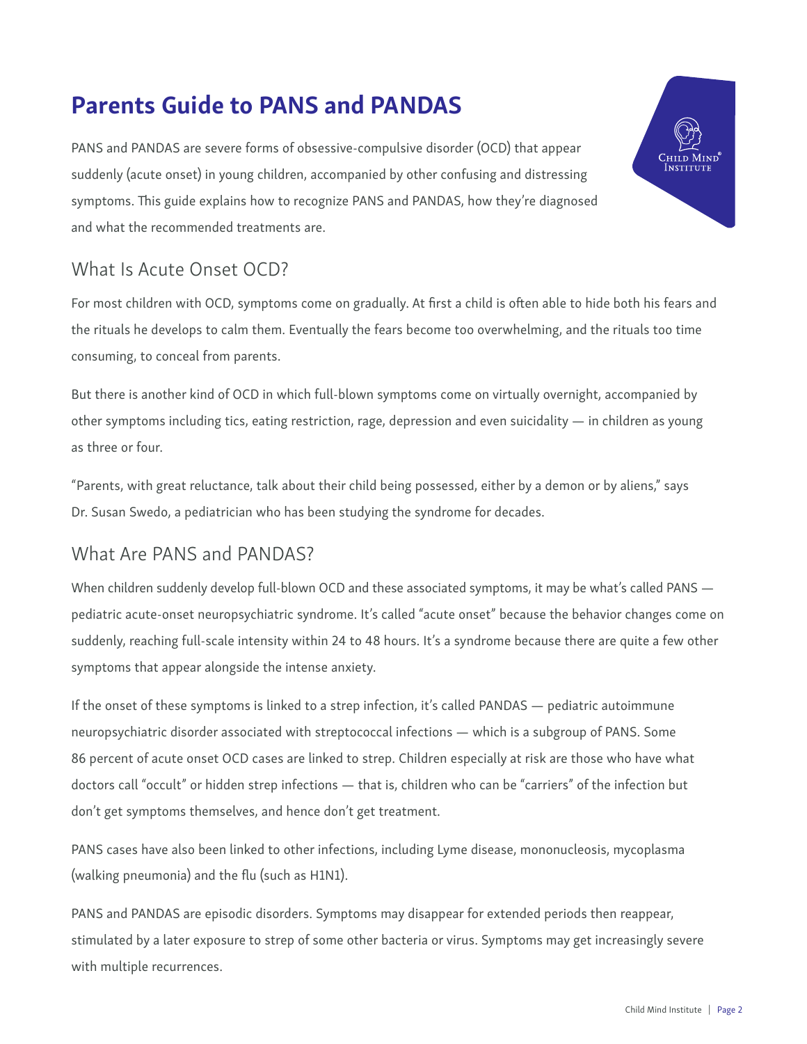# Parents Guide to PANS and PANDAS

PANS and PANDAS are severe forms of obsessive-compulsive disorder (OCD) that appear suddenly (acute onset) in young children, accompanied by other confusing and distressing symptoms. This guide explains how to recognize PANS and PANDAS, how they're diagnosed and what the recommended treatments are.

## What Is Acute Onset OCD?

For most children with OCD, symptoms come on gradually. At first a child is often able to hide both his fears and the rituals he develops to calm them. Eventually the fears become too overwhelming, and the rituals too time consuming, to conceal from parents.

But there is another kind of OCD in which full-blown symptoms come on virtually overnight, accompanied by other symptoms including tics, eating restriction, rage, depression and even suicidality — in children as young as three or four.

"Parents, with great reluctance, talk about their child being possessed, either by a demon or by aliens," says Dr. Susan Swedo, a pediatrician who has been studying the syndrome for decades.

## What Are PANS and PANDAS?

When children suddenly develop full-blown OCD and these associated symptoms, it may be what's called PANS — pediatric acute-onset neuropsychiatric syndrome. It's called "acute onset" because the behavior changes come on suddenly, reaching full-scale intensity within 24 to 48 hours. It's a syndrome because there are quite a few other symptoms that appear alongside the intense anxiety.

If the onset of these symptoms is linked to a strep infection, it's called PANDAS — pediatric autoimmune neuropsychiatric disorder associated with streptococcal infections — which is a subgroup of PANS. Some 86 percent of acute onset OCD cases are linked to strep. Children especially at risk are those who have what doctors call "occult" or hidden strep infections — that is, children who can be "carriers" of the infection but don't get symptoms themselves, and hence don't get treatment.

PANS cases have also been linked to other infections, including Lyme disease, mononucleosis, mycoplasma (walking pneumonia) and the flu (such as H1N1).

PANS and PANDAS are episodic disorders. Symptoms may disappear for extended periods then reappear, stimulated by a later exposure to strep of some other bacteria or virus. Symptoms may get increasingly severe with multiple recurrences.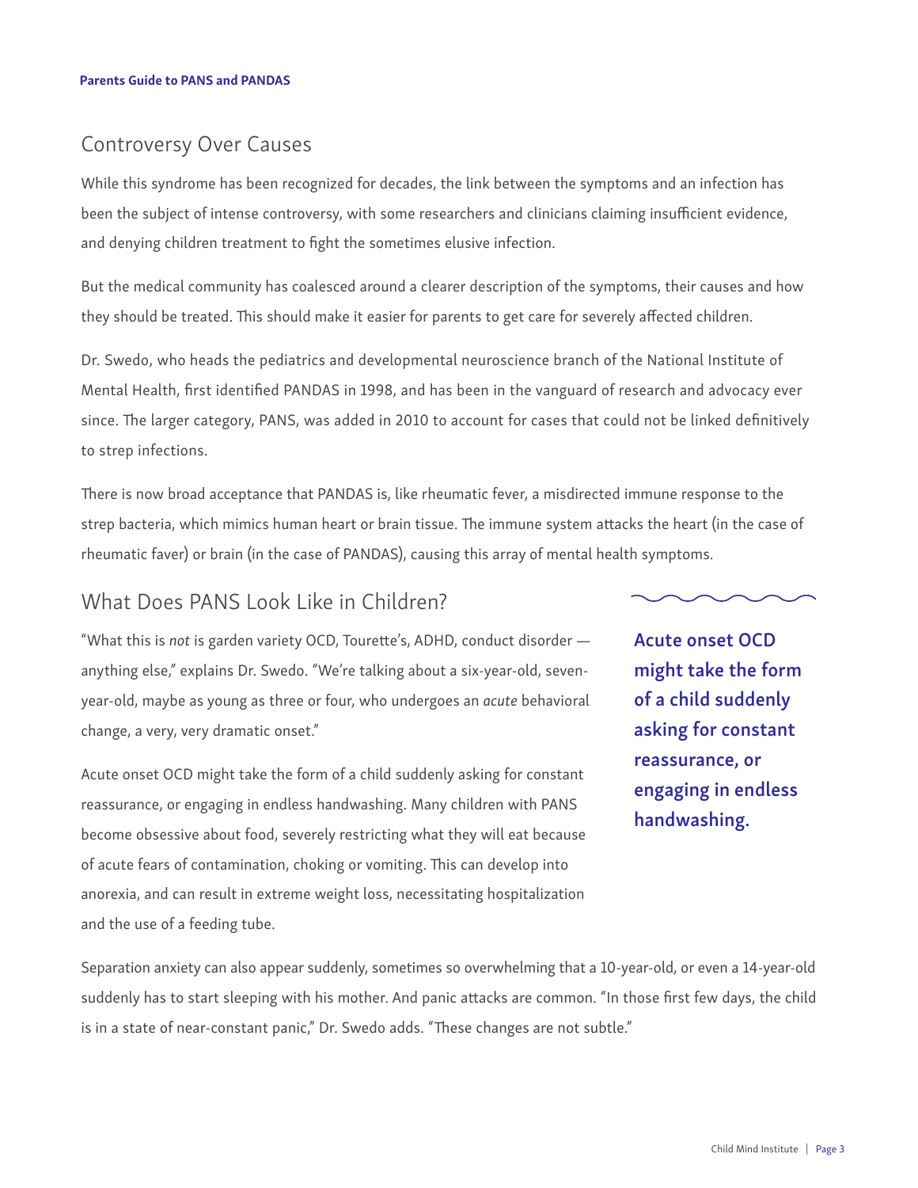## Controversy Over Causes

While this syndrome has been recognized for decades, the link between the symptoms and an infection has been the subject of intense controversy, with some researchers and clinicians claiming insufficient evidence, and denying children treatment to fight the sometimes elusive infection.

But the medical community has coalesced around a clearer description of the symptoms, their causes and how they should be treated. This should make it easier for parents to get care for severely affected children.

Dr. Swedo, who heads the pediatrics and developmental neuroscience branch of the National Institute of Mental Health, first identified PANDAS in 1998, and has been in the vanguard of research and advocacy ever since. The larger category, PANS, was added in 2010 to account for cases that could not be linked definitively to strep infections.

There is now broad acceptance that PANDAS is, like rheumatic fever, a misdirected immune response to the strep bacteria, which mimics human heart or brain tissue. The immune system attacks the heart (in the case of rheumatic faver) or brain (in the case of PANDAS), causing this array of mental health symptoms.

## What Does PANS Look Like in Children?

"What this is *not* is garden variety OCD, Tourette's, ADHD, conduct disorder — anything else," explains Dr. Swedo. "We're talking about a six-year-old, seven-year-old, maybe as young as three or four, who undergoes an *acute* behavioral change, a very, very dramatic onset."

Acute onset OCD might take the form of a child suddenly asking for constant reassurance, or engaging in endless handwashing. Many children with PANS become obsessive about food, severely restricting what they will eat because of acute fears of contamination, choking or vomiting. This can develop into anorexia, and can result in extreme weight loss, necessitating hospitalization and the use of a feeding tube.

**Acute onset OCD might take the form of a child suddenly asking for constant reassurance, or engaging in endless handwashing.**

Separation anxiety can also appear suddenly, sometimes so overwhelming that a 10-year-old, or even a 14-year-old suddenly has to start sleeping with his mother. And panic attacks are common. "In those first few days, the child is in a state of near-constant panic," Dr. Swedo adds. "These changes are not subtle."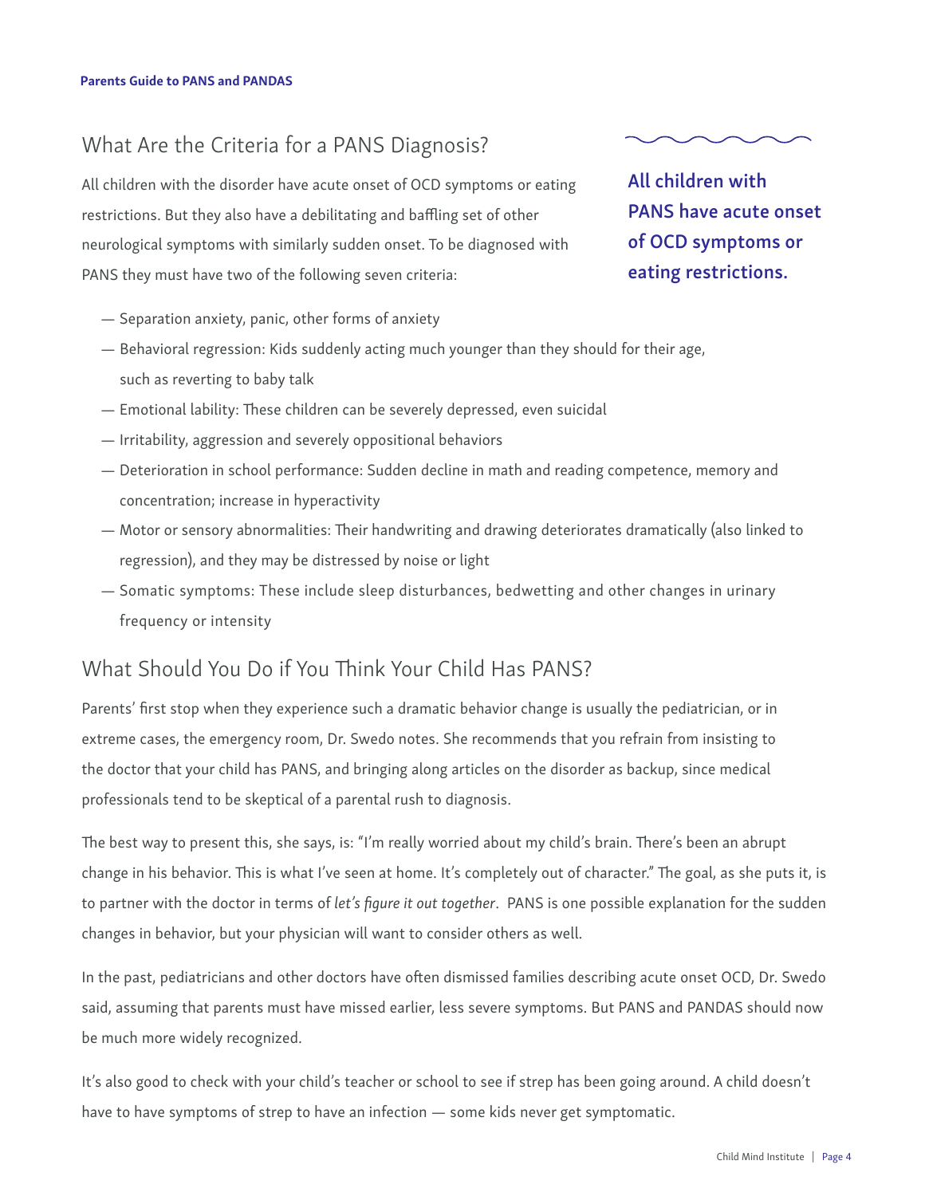## What Are the Criteria for a PANS Diagnosis?

All children with the disorder have acute onset of OCD symptoms or eating restrictions. But they also have a debilitating and baffling set of other neurological symptoms with similarly sudden onset. To be diagnosed with PANS they must have two of the following seven criteria:

**All children with PANS have acute onset of OCD symptoms or eating restrictions.**

- Separation anxiety, panic, other forms of anxiety
- Behavioral regression: Kids suddenly acting much younger than they should for their age, such as reverting to baby talk
- Emotional lability: These children can be severely depressed, even suicidal
- Irritability, aggression and severely oppositional behaviors
- Deterioration in school performance: Sudden decline in math and reading competence, memory and concentration; increase in hyperactivity
- Motor or sensory abnormalities: Their handwriting and drawing deteriorates dramatically (also linked to regression), and they may be distressed by noise or light
- Somatic symptoms: These include sleep disturbances, bedwetting and other changes in urinary frequency or intensity

## What Should You Do if You Think Your Child Has PANS?

Parents' first stop when they experience such a dramatic behavior change is usually the pediatrician, or in extreme cases, the emergency room, Dr. Swedo notes. She recommends that you refrain from insisting to the doctor that your child has PANS, and bringing along articles on the disorder as backup, since medical professionals tend to be skeptical of a parental rush to diagnosis.

The best way to present this, she says, is: "I'm really worried about my child's brain. There's been an abrupt change in his behavior. This is what I've seen at home. It's completely out of character." The goal, as she puts it, is to partner with the doctor in terms of *let's figure it out together*. PANS is one possible explanation for the sudden changes in behavior, but your physician will want to consider others as well.

In the past, pediatricians and other doctors have often dismissed families describing acute onset OCD, Dr. Swedo said, assuming that parents must have missed earlier, less severe symptoms. But PANS and PANDAS should now be much more widely recognized.

It's also good to check with your child's teacher or school to see if strep has been going around. A child doesn't have to have symptoms of strep to have an infection — some kids never get symptomatic.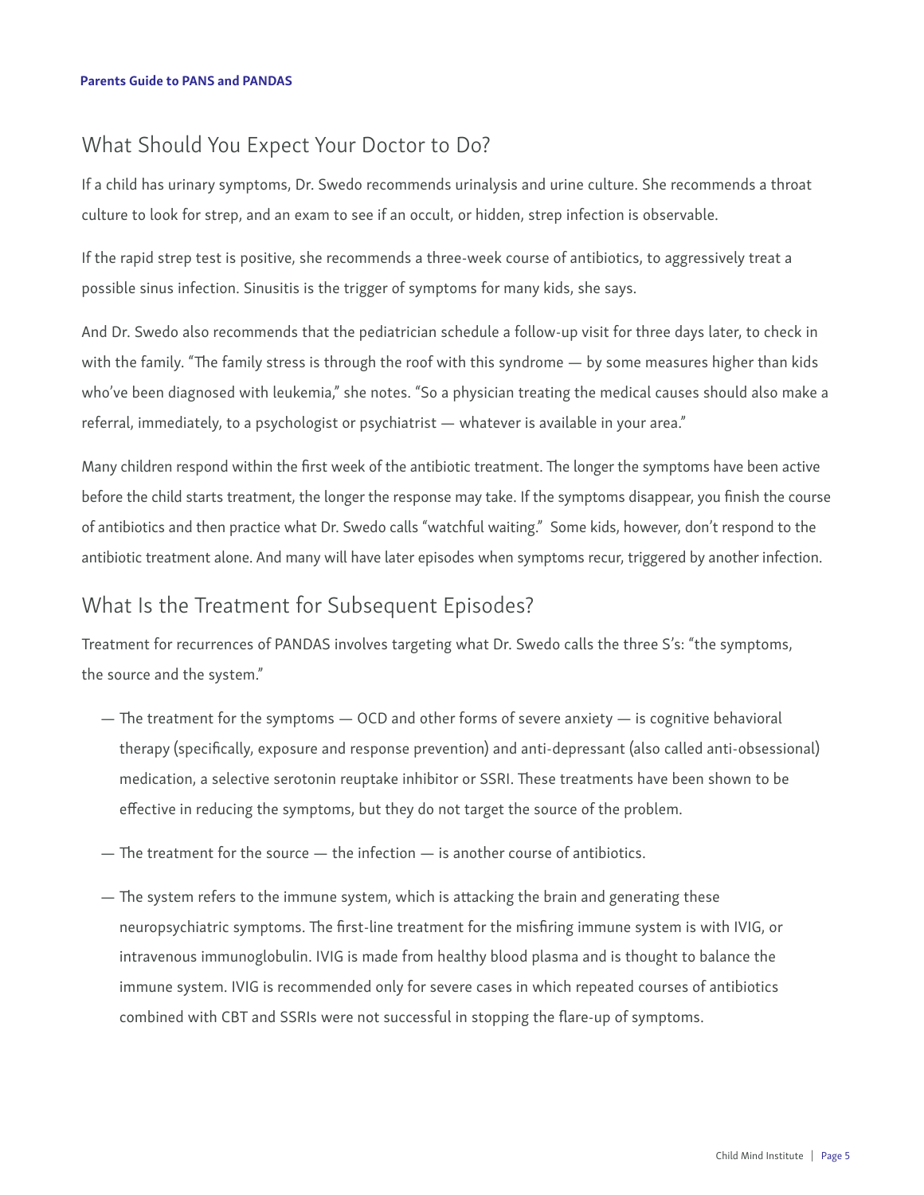## What Should You Expect Your Doctor to Do?

If a child has urinary symptoms, Dr. Swedo recommends urinalysis and urine culture. She recommends a throat culture to look for strep, and an exam to see if an occult, or hidden, strep infection is observable.

If the rapid strep test is positive, she recommends a three-week course of antibiotics, to aggressively treat a possible sinus infection. Sinusitis is the trigger of symptoms for many kids, she says.

And Dr. Swedo also recommends that the pediatrician schedule a follow-up visit for three days later, to check in with the family. "The family stress is through the roof with this syndrome — by some measures higher than kids who've been diagnosed with leukemia," she notes. "So a physician treating the medical causes should also make a referral, immediately, to a psychologist or psychiatrist — whatever is available in your area."

Many children respond within the first week of the antibiotic treatment. The longer the symptoms have been active before the child starts treatment, the longer the response may take. If the symptoms disappear, you finish the course of antibiotics and then practice what Dr. Swedo calls "watchful waiting." Some kids, however, don't respond to the antibiotic treatment alone. And many will have later episodes when symptoms recur, triggered by another infection.

## What Is the Treatment for Subsequent Episodes?

Treatment for recurrences of PANDAS involves targeting what Dr. Swedo calls the three S's: "the symptoms, the source and the system."

- The treatment for the symptoms — OCD and other forms of severe anxiety — is cognitive behavioral therapy (specifically, exposure and response prevention) and anti-depressant (also called anti-obsessional) medication, a selective serotonin reuptake inhibitor or SSRI. These treatments have been shown to be effective in reducing the symptoms, but they do not target the source of the problem.
- The treatment for the source — the infection — is another course of antibiotics.
- The system refers to the immune system, which is attacking the brain and generating these neuropsychiatric symptoms. The first-line treatment for the misfiring immune system is with IVIG, or intravenous immunoglobulin. IVIG is made from healthy blood plasma and is thought to balance the immune system. IVIG is recommended only for severe cases in which repeated courses of antibiotics combined with CBT and SSRIs were not successful in stopping the flare-up of symptoms.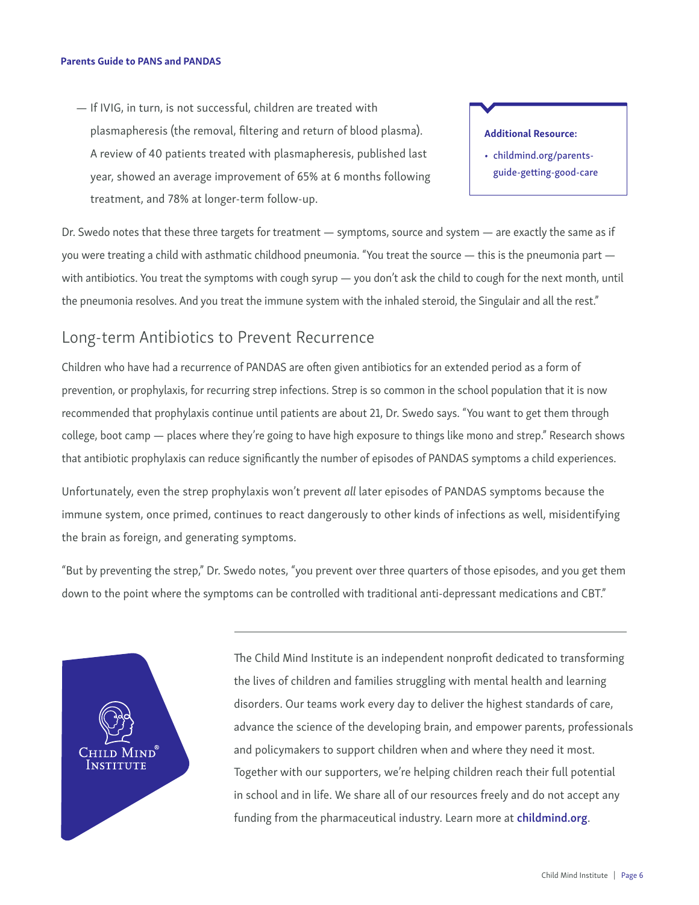- If IVIG, in turn, is not successful, children are treated with plasmapheresis (the removal, filtering and return of blood plasma). A review of 40 patients treated with plasmapheresis, published last year, showed an average improvement of 65% at 6 months following treatment, and 78% at longer-term follow-up.

**Additional Resource:**

- childmind.org/parents-guide-getting-good-care

Dr. Swedo notes that these three targets for treatment — symptoms, source and system — are exactly the same as if you were treating a child with asthmatic childhood pneumonia. "You treat the source — this is the pneumonia part — with antibiotics. You treat the symptoms with cough syrup — you don't ask the child to cough for the next month, until the pneumonia resolves. And you treat the immune system with the inhaled steroid, the Singulair and all the rest."

## Long-term Antibiotics to Prevent Recurrence

Children who have had a recurrence of PANDAS are often given antibiotics for an extended period as a form of prevention, or prophylaxis, for recurring strep infections. Strep is so common in the school population that it is now recommended that prophylaxis continue until patients are about 21, Dr. Swedo says. "You want to get them through college, boot camp — places where they're going to have high exposure to things like mono and strep." Research shows that antibiotic prophylaxis can reduce significantly the number of episodes of PANDAS symptoms a child experiences.

Unfortunately, even the strep prophylaxis won't prevent *all* later episodes of PANDAS symptoms because the immune system, once primed, continues to react dangerously to other kinds of infections as well, misidentifying the brain as foreign, and generating symptoms.

"But by preventing the strep," Dr. Swedo notes, "you prevent over three quarters of those episodes, and you get them down to the point where the symptoms can be controlled with traditional anti-depressant medications and CBT."

---

Child Mind Institute®

The Child Mind Institute is an independent nonprofit dedicated to transforming the lives of children and families struggling with mental health and learning disorders. Our teams work every day to deliver the highest standards of care, advance the science of the developing brain, and empower parents, professionals and policymakers to support children when and where they need it most. Together with our supporters, we're helping children reach their full potential in school and in life. We share all of our resources freely and do not accept any funding from the pharmaceutical industry. Learn more at **childmind.org**.